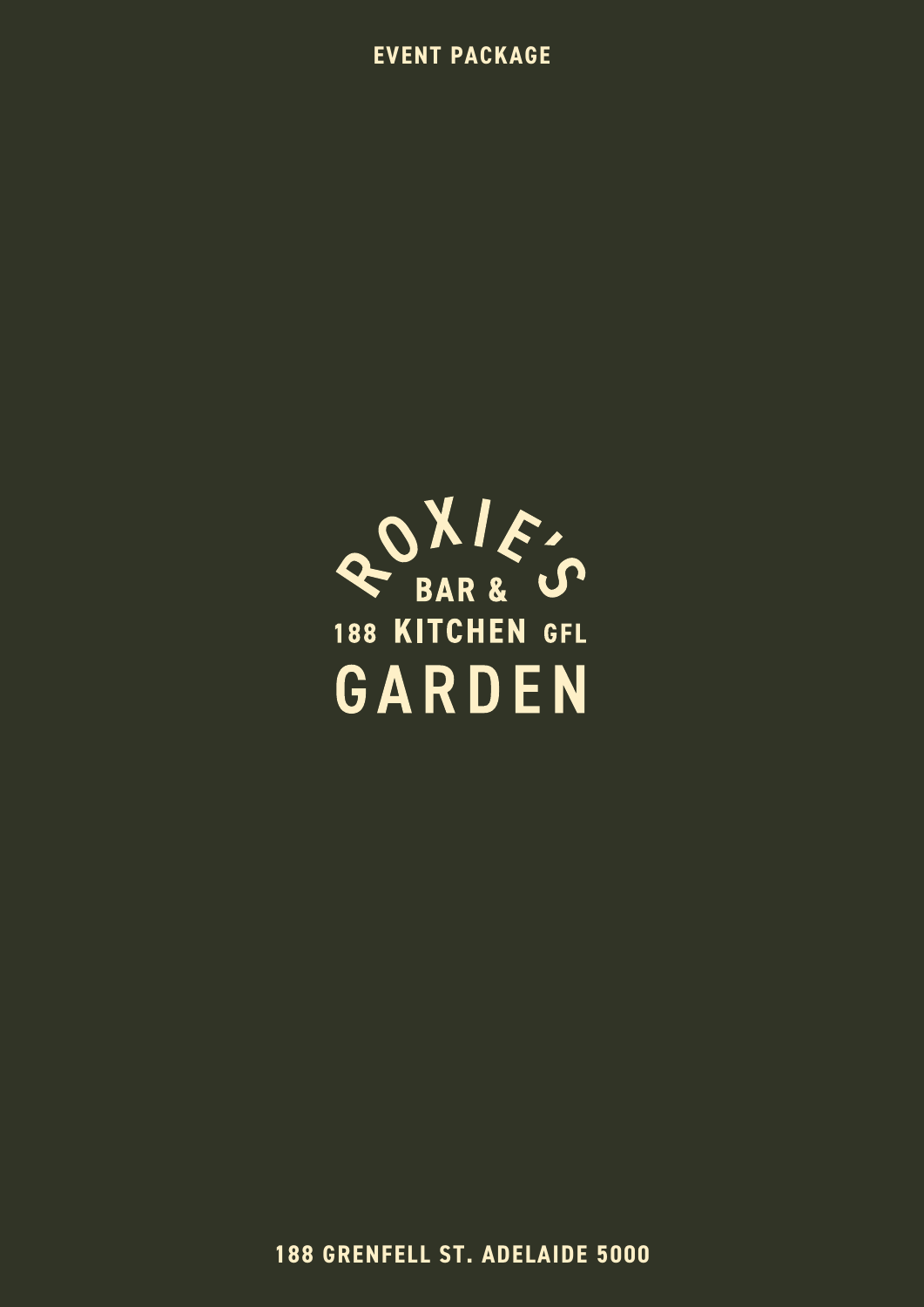EVENT PACKAGE

# ROXIE'S

BAR &

188 KITCHEN GFL

GARDEN

188 GRENFELL ST. ADELAIDE 5000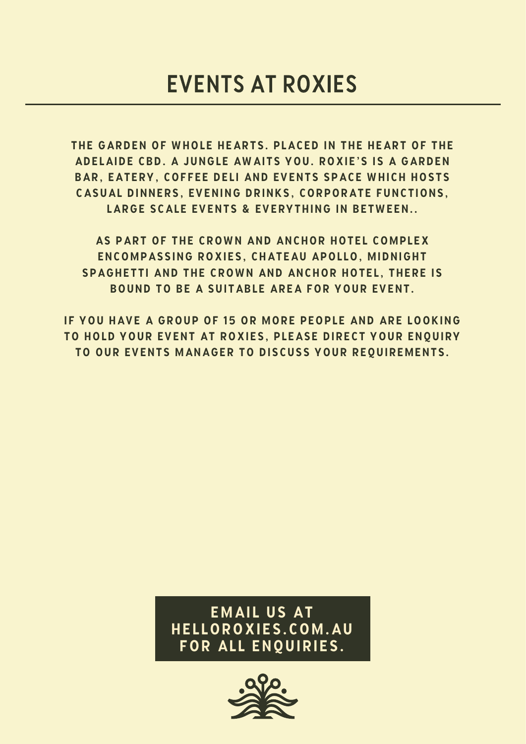# EVENTS AT ROXIES

THE GARDEN OF WHOLE HEARTS. PLACED IN THE HEART OF THE ADELAIDE CBD. A JUNGLE AWAITS YOU. ROXIE'S IS A GARDEN BAR, EATERY, COFFEE DELI AND EVENTS SPACE WHICH HOSTS CASUAL DINNERS, EVENING DRINKS, CORPORATE FUNCTIONS, LARGE SCALE EVENTS & EVERYTHING IN BETWEEN..

AS PART OF THE CROWN AND ANCHOR HOTEL COMPLEX ENCOMPASSING ROXIES, CHATEAU APOLLO, MIDNIGHT SPAGHETTI AND THE CROWN AND ANCHOR HOTEL, THERE IS BOUND TO BE A SUITABLE AREA FOR YOUR EVENT.

IF YOU HAVE A GROUP OF 15 OR MORE PEOPLE AND ARE LOOKING TO HOLD YOUR EVENT AT ROXIES, PLEASE DIRECT YOUR ENQUIRY TO OUR EVENTS MANAGER TO DISCUSS YOUR REQUIREMENTS.

**EMAIL US AT HELLOROXIES.COM.AU FOR ALL ENQUIRIES.**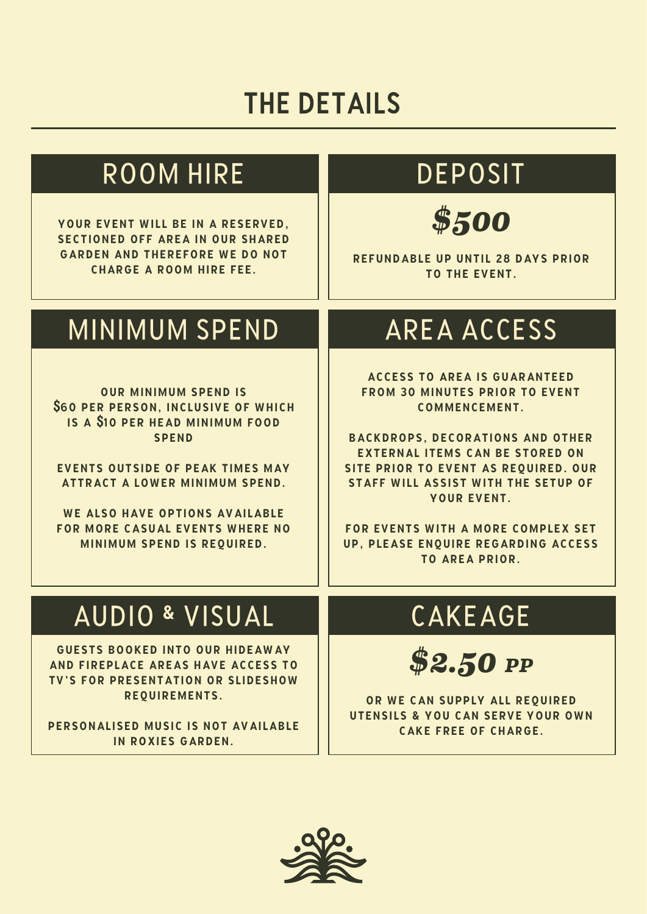# THE DETAILS

## ROOM HIRE

YOUR EVENT WILL BE IN A RESERVED, SECTIONED OFF AREA IN OUR SHARED GARDEN AND THEREFORE WE DO NOT CHARGE A ROOM HIRE FEE.

## DEPOSIT

***$500***

REFUNDABLE UP UNTIL 28 DAYS PRIOR TO THE EVENT.

## MINIMUM SPEND

OUR MINIMUM SPEND IS $60 PER PERSON, INCLUSIVE OF WHICH IS A $10 PER HEAD MINIMUM FOOD SPEND

EVENTS OUTSIDE OF PEAK TIMES MAY ATTRACT A LOWER MINIMUM SPEND.

WE ALSO HAVE OPTIONS AVAILABLE FOR MORE CASUAL EVENTS WHERE NO MINIMUM SPEND IS REQUIRED.

## AREA ACCESS

ACCESS TO AREA IS GUARANTEED FROM 30 MINUTES PRIOR TO EVENT COMMENCEMENT.

BACKDROPS, DECORATIONS AND OTHER EXTERNAL ITEMS CAN BE STORED ON SITE PRIOR TO EVENT AS REQUIRED. OUR STAFF WILL ASSIST WITH THE SETUP OF YOUR EVENT.

FOR EVENTS WITH A MORE COMPLEX SET UP, PLEASE ENQUIRE REGARDING ACCESS TO AREA PRIOR.

## AUDIO & VISUAL

GUESTS BOOKED INTO OUR HIDEAWAY AND FIREPLACE AREAS HAVE ACCESS TO TV'S FOR PRESENTATION OR SLIDESHOW REQUIREMENTS.

PERSONALISED MUSIC IS NOT AVAILABLE IN ROXIES GARDEN.

## CAKEAGE

***$2.50 PP***

OR WE CAN SUPPLY ALL REQUIRED UTENSILS & YOU CAN SERVE YOUR OWN CAKE FREE OF CHARGE.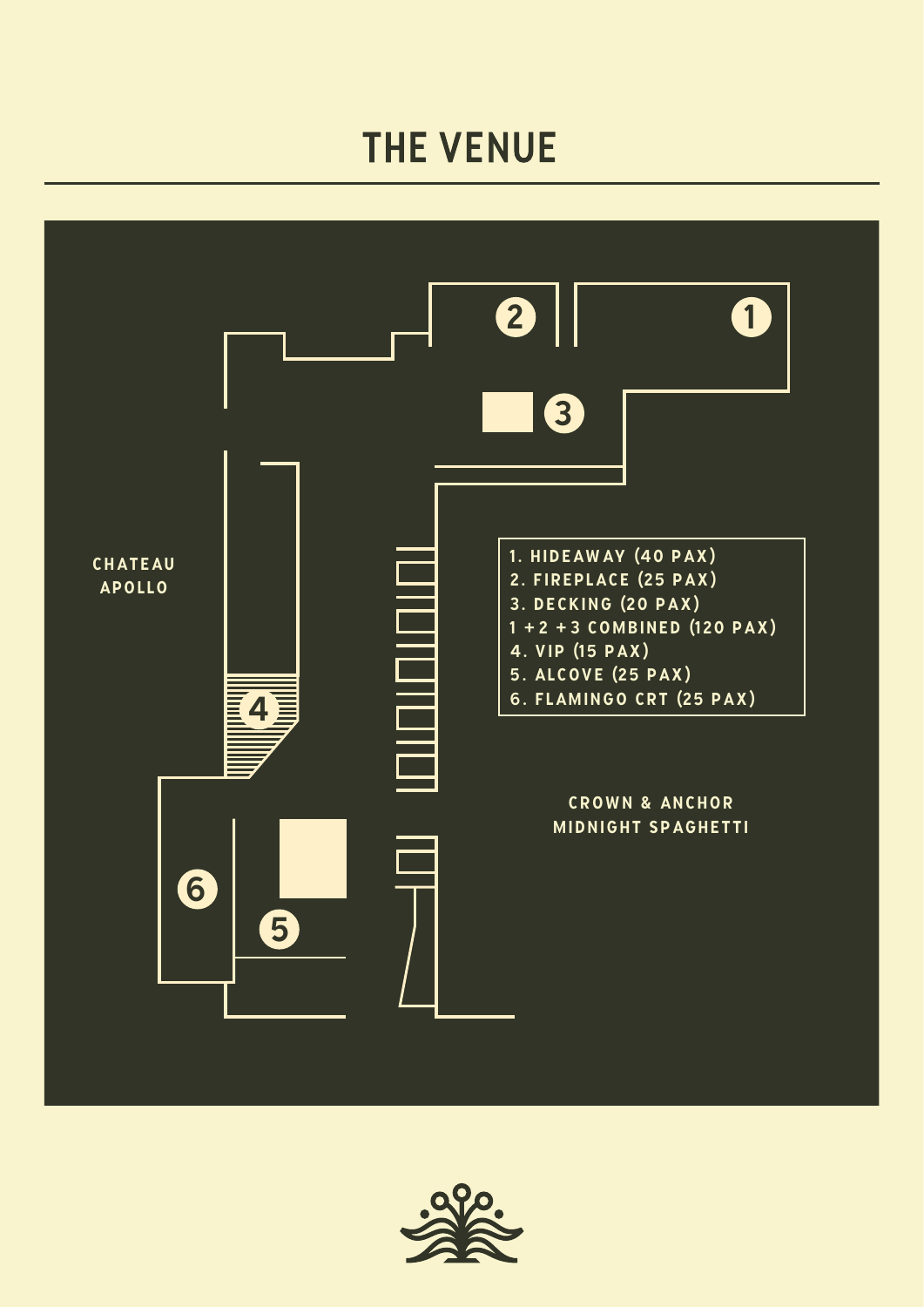# THE VENUE

CHATEAU APOLLO

1. HIDEAWAY (40 PAX)
2. FIREPLACE (25 PAX)
3. DECKING (20 PAX)
1 + 2 + 3 COMBINED (120 PAX)
4. VIP (15 PAX)
5. ALCOVE (25 PAX)
6. FLAMINGO CRT (25 PAX)

CROWN & ANCHOR
MIDNIGHT SPAGHETTI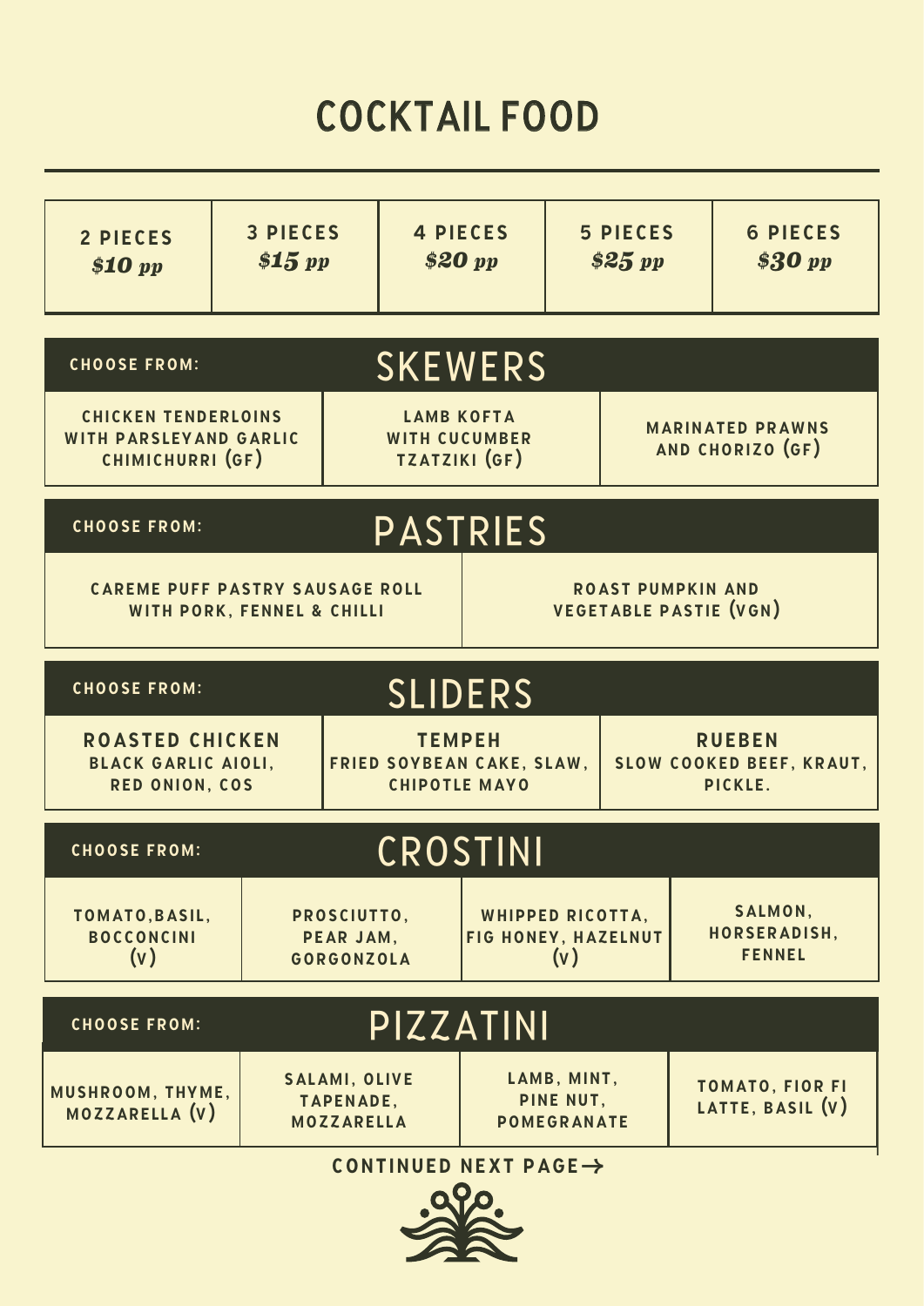# COCKTAIL FOOD

| 2 PIECES | 3 PIECES | 4 PIECES | 5 PIECES | 6 PIECES |
|---|---|---|---|---|
| *$10 pp* | *$15 pp* | *$20 pp* | *$25 pp* | *$30 pp* |

## SKEWERS

CHOOSE FROM:

| | | |
|---|---|---|
| CHICKEN TENDERLOINS WITH PARSLEYAND GARLIC CHIMICHURRI (GF) | LAMB KOFTA WITH CUCUMBER TZATZIKI (GF) | MARINATED PRAWNS AND CHORIZO (GF) |

## PASTRIES

CHOOSE FROM:

| | |
|---|---|
| CAREME PUFF PASTRY SAUSAGE ROLL WITH PORK, FENNEL & CHILLI | ROAST PUMPKIN AND VEGETABLE PASTIE (VGN) |

## SLIDERS

CHOOSE FROM:

| | | |
|---|---|---|
| **ROASTED CHICKEN** BLACK GARLIC AIOLI, RED ONION, COS | **TEMPEH** FRIED SOYBEAN CAKE, SLAW, CHIPOTLE MAYO | **RUEBEN** SLOW COOKED BEEF, KRAUT, PICKLE. |

## CROSTINI

CHOOSE FROM:

| | | | |
|---|---|---|---|
| TOMATO,BASIL, BOCCONCINI (V) | PROSCIUTTO, PEAR JAM, GORGONZOLA | WHIPPED RICOTTA, FIG HONEY, HAZELNUT (V) | SALMON, HORSERADISH, FENNEL |

## PIZZATINI

CHOOSE FROM:

| | | | |
|---|---|---|---|
| MUSHROOM, THYME, MOZZARELLA (V) | SALAMI, OLIVE TAPENADE, MOZZARELLA | LAMB, MINT, PINE NUT, POMEGRANATE | TOMATO, FIOR FI LATTE, BASIL (V) |

CONTINUED NEXT PAGE→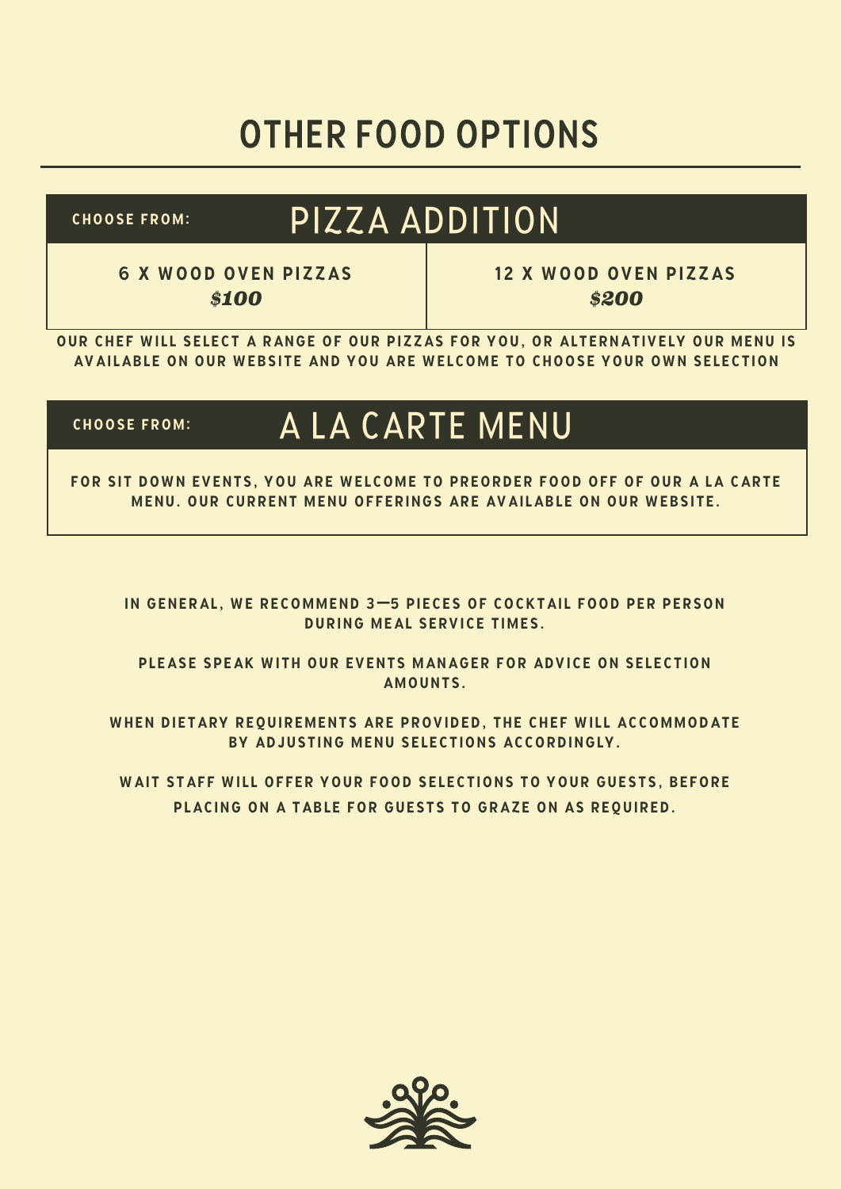# OTHER FOOD OPTIONS

## CHOOSE FROM: PIZZA ADDITION

| 6 X WOOD OVEN PIZZAS | 12 X WOOD OVEN PIZZAS |
| --- | --- |
| *$100* | *$200* |

**OUR CHEF WILL SELECT A RANGE OF OUR PIZZAS FOR YOU, OR ALTERNATIVELY OUR MENU IS AVAILABLE ON OUR WEBSITE AND YOU ARE WELCOME TO CHOOSE YOUR OWN SELECTION**

## CHOOSE FROM: A LA CARTE MENU

**FOR SIT DOWN EVENTS, YOU ARE WELCOME TO PREORDER FOOD OFF OF OUR A LA CARTE MENU. OUR CURRENT MENU OFFERINGS ARE AVAILABLE ON OUR WEBSITE.**

**IN GENERAL, WE RECOMMEND 3—5 PIECES OF COCKTAIL FOOD PER PERSON DURING MEAL SERVICE TIMES.**

**PLEASE SPEAK WITH OUR EVENTS MANAGER FOR ADVICE ON SELECTION AMOUNTS.**

**WHEN DIETARY REQUIREMENTS ARE PROVIDED, THE CHEF WILL ACCOMMODATE BY ADJUSTING MENU SELECTIONS ACCORDINGLY.**

**WAIT STAFF WILL OFFER YOUR FOOD SELECTIONS TO YOUR GUESTS, BEFORE PLACING ON A TABLE FOR GUESTS TO GRAZE ON AS REQUIRED.**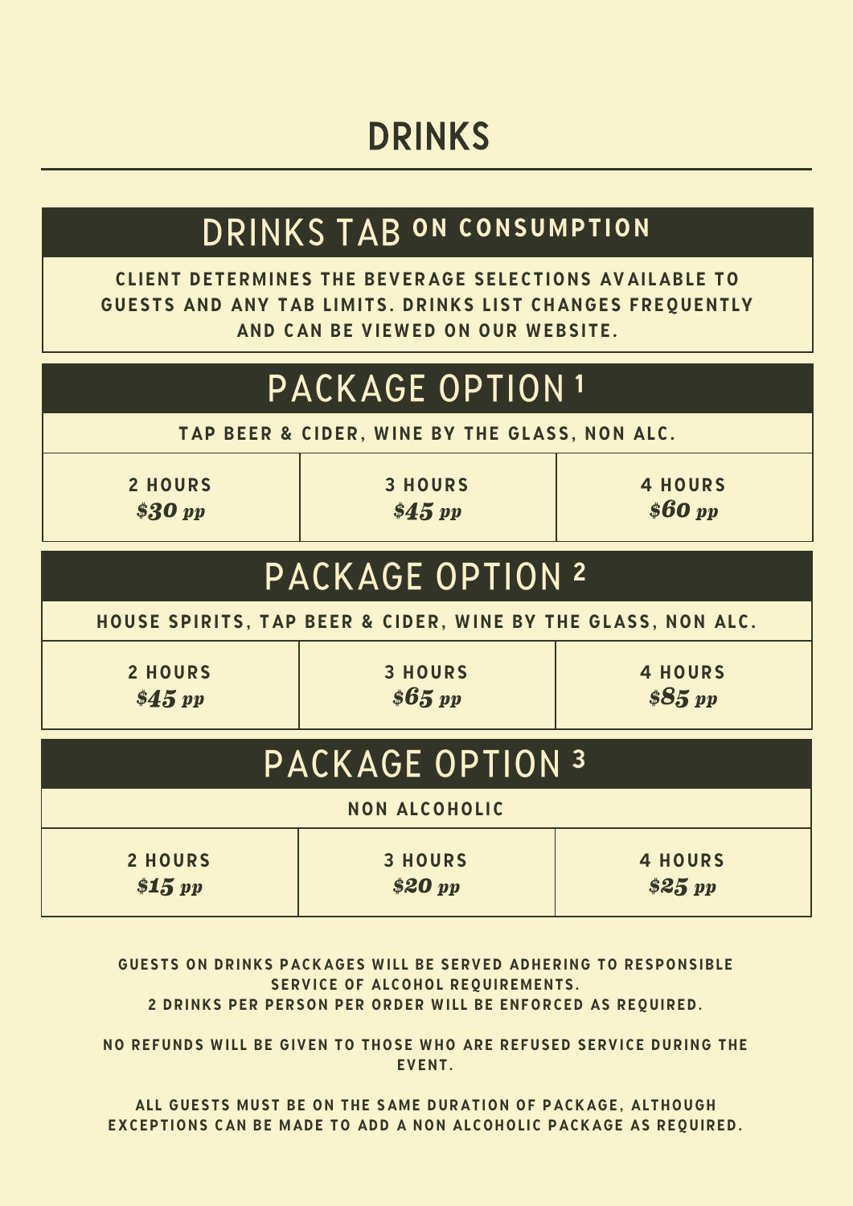# DRINKS

## DRINKS TAB ON CONSUMPTION

**CLIENT DETERMINES THE BEVERAGE SELECTIONS AVAILABLE TO GUESTS AND ANY TAB LIMITS. DRINKS LIST CHANGES FREQUENTLY AND CAN BE VIEWED ON OUR WEBSITE.**

## PACKAGE OPTION 1

**TAP BEER & CIDER, WINE BY THE GLASS, NON ALC.**

| 2 HOURS | 3 HOURS | 4 HOURS |
|---|---|---|
| *$30 pp* | *$45 pp* | *$60 pp* |

## PACKAGE OPTION 2

**HOUSE SPIRITS, TAP BEER & CIDER, WINE BY THE GLASS, NON ALC.**

| 2 HOURS | 3 HOURS | 4 HOURS |
|---|---|---|
| *$45 pp* | *$65 pp* | *$85 pp* |

## PACKAGE OPTION 3

**NON ALCOHOLIC**

| 2 HOURS | 3 HOURS | 4 HOURS |
|---|---|---|
| *$15 pp* | *$20 pp* | *$25 pp* |

**GUESTS ON DRINKS PACKAGES WILL BE SERVED ADHERING TO RESPONSIBLE SERVICE OF ALCOHOL REQUIREMENTS.**
**2 DRINKS PER PERSON PER ORDER WILL BE ENFORCED AS REQUIRED.**

**NO REFUNDS WILL BE GIVEN TO THOSE WHO ARE REFUSED SERVICE DURING THE EVENT.**

**ALL GUESTS MUST BE ON THE SAME DURATION OF PACKAGE, ALTHOUGH EXCEPTIONS CAN BE MADE TO ADD A NON ALCOHOLIC PACKAGE AS REQUIRED.**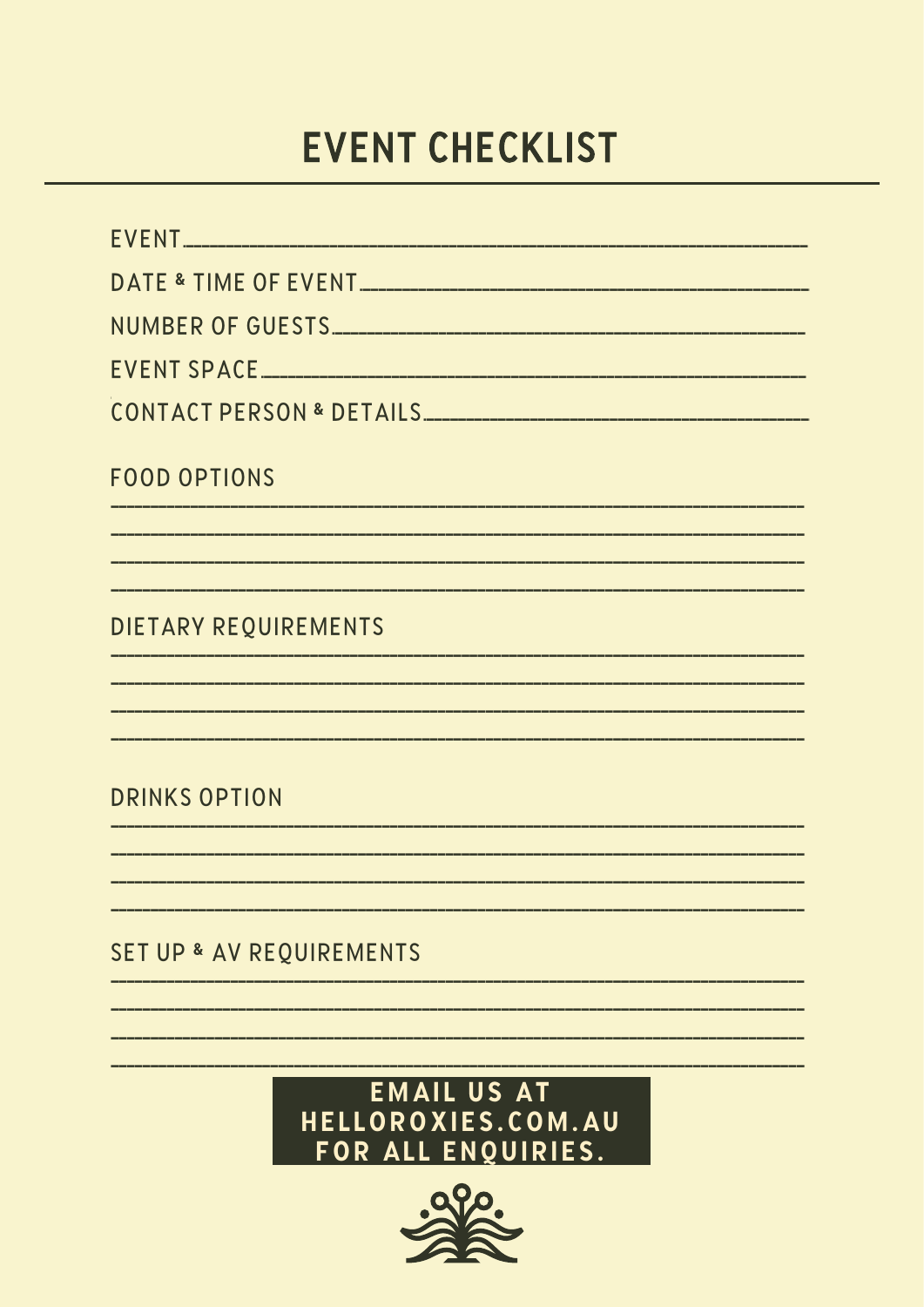# EVENT CHECKLIST

EVENT ____________________________________________

DATE & TIME OF EVENT ____________________________________________

NUMBER OF GUESTS ____________________________________________

EVENT SPACE ____________________________________________

CONTACT PERSON & DETAILS ____________________________________________

## FOOD OPTIONS

____________________________________________

____________________________________________

____________________________________________

____________________________________________

## DIETARY REQUIREMENTS

____________________________________________

____________________________________________

____________________________________________

____________________________________________

## DRINKS OPTION

____________________________________________

____________________________________________

____________________________________________

____________________________________________

## SET UP & AV REQUIREMENTS

____________________________________________

____________________________________________

____________________________________________

____________________________________________

**EMAIL US AT HELLOROXIES.COM.AU FOR ALL ENQUIRIES.**